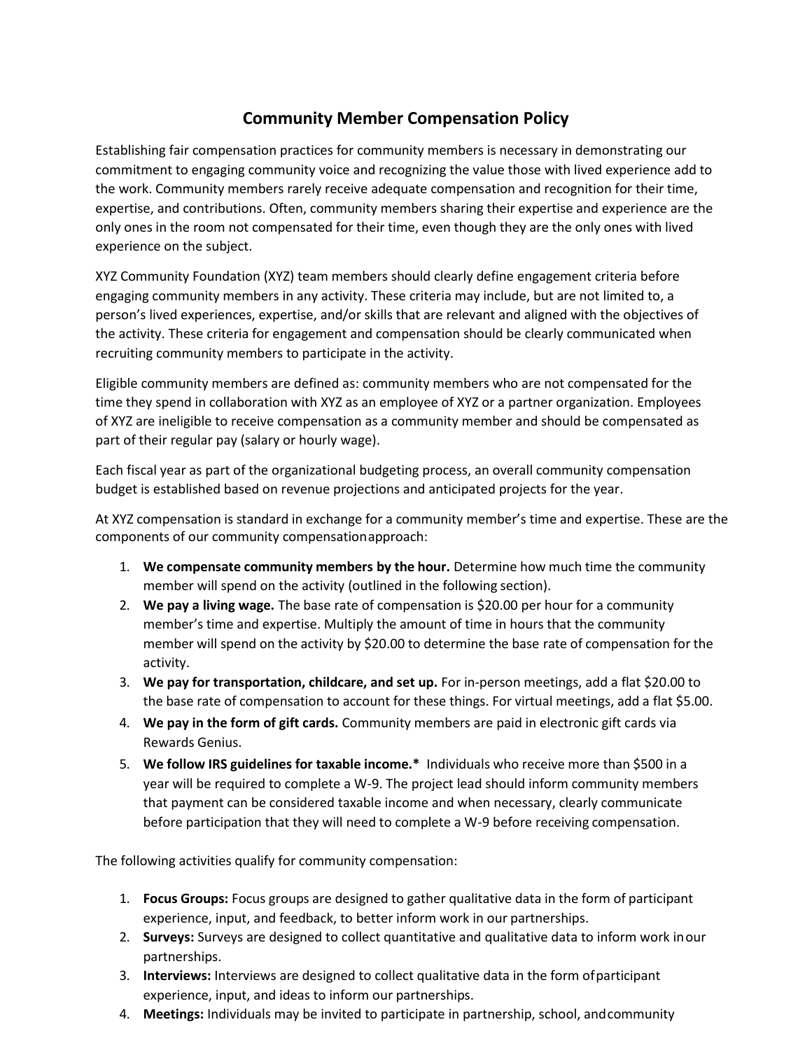# Community Member Compensation Policy

Establishing fair compensation practices for community members is necessary in demonstrating our commitment to engaging community voice and recognizing the value those with lived experience add to the work. Community members rarely receive adequate compensation and recognition for their time, expertise, and contributions. Often, community members sharing their expertise and experience are the only ones in the room not compensated for their time, even though they are the only ones with lived experience on the subject.

XYZ Community Foundation (XYZ) team members should clearly define engagement criteria before engaging community members in any activity. These criteria may include, but are not limited to, a person's lived experiences, expertise, and/or skills that are relevant and aligned with the objectives of the activity. These criteria for engagement and compensation should be clearly communicated when recruiting community members to participate in the activity.

Eligible community members are defined as: community members who are not compensated for the time they spend in collaboration with XYZ as an employee of XYZ or a partner organization. Employees of XYZ are ineligible to receive compensation as a community member and should be compensated as part of their regular pay (salary or hourly wage).

Each fiscal year as part of the organizational budgeting process, an overall community compensation budget is established based on revenue projections and anticipated projects for the year.

At XYZ compensation is standard in exchange for a community member's time and expertise. These are the components of our community compensation approach:

1. **We compensate community members by the hour.** Determine how much time the community member will spend on the activity (outlined in the following section).
2. **We pay a living wage.** The base rate of compensation is $20.00 per hour for a community member's time and expertise. Multiply the amount of time in hours that the community member will spend on the activity by $20.00 to determine the base rate of compensation for the activity.
3. **We pay for transportation, childcare, and set up.** For in-person meetings, add a flat $20.00 to the base rate of compensation to account for these things. For virtual meetings, add a flat $5.00.
4. **We pay in the form of gift cards.** Community members are paid in electronic gift cards via Rewards Genius.
5. **We follow IRS guidelines for taxable income.*** Individuals who receive more than $500 in a year will be required to complete a W-9. The project lead should inform community members that payment can be considered taxable income and when necessary, clearly communicate before participation that they will need to complete a W-9 before receiving compensation.

The following activities qualify for community compensation:

1. **Focus Groups:** Focus groups are designed to gather qualitative data in the form of participant experience, input, and feedback, to better inform work in our partnerships.
2. **Surveys:** Surveys are designed to collect quantitative and qualitative data to inform work in our partnerships.
3. **Interviews:** Interviews are designed to collect qualitative data in the form of participant experience, input, and ideas to inform our partnerships.
4. **Meetings:** Individuals may be invited to participate in partnership, school, and community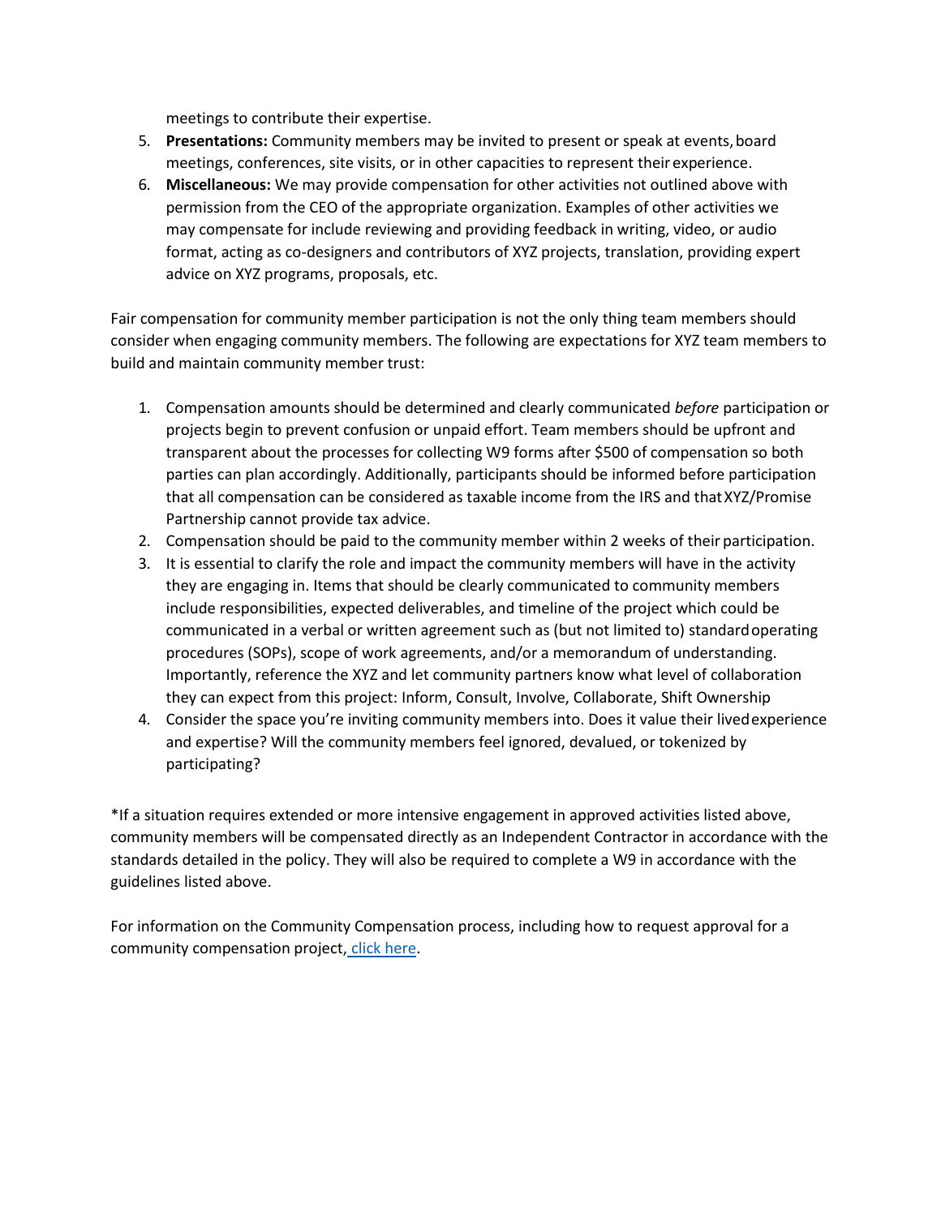meetings to contribute their expertise.

5. **Presentations:** Community members may be invited to present or speak at events, board meetings, conferences, site visits, or in other capacities to represent their experience.
6. **Miscellaneous:** We may provide compensation for other activities not outlined above with permission from the CEO of the appropriate organization. Examples of other activities we may compensate for include reviewing and providing feedback in writing, video, or audio format, acting as co-designers and contributors of XYZ projects, translation, providing expert advice on XYZ programs, proposals, etc.

Fair compensation for community member participation is not the only thing team members should consider when engaging community members. The following are expectations for XYZ team members to build and maintain community member trust:

1. Compensation amounts should be determined and clearly communicated *before* participation or projects begin to prevent confusion or unpaid effort. Team members should be upfront and transparent about the processes for collecting W9 forms after $500 of compensation so both parties can plan accordingly. Additionally, participants should be informed before participation that all compensation can be considered as taxable income from the IRS and that XYZ/Promise Partnership cannot provide tax advice.
2. Compensation should be paid to the community member within 2 weeks of their participation.
3. It is essential to clarify the role and impact the community members will have in the activity they are engaging in. Items that should be clearly communicated to community members include responsibilities, expected deliverables, and timeline of the project which could be communicated in a verbal or written agreement such as (but not limited to) standard operating procedures (SOPs), scope of work agreements, and/or a memorandum of understanding. Importantly, reference the XYZ and let community partners know what level of collaboration they can expect from this project: Inform, Consult, Involve, Collaborate, Shift Ownership
4. Consider the space you're inviting community members into. Does it value their lived experience and expertise? Will the community members feel ignored, devalued, or tokenized by participating?

*If a situation requires extended or more intensive engagement in approved activities listed above, community members will be compensated directly as an Independent Contractor in accordance with the standards detailed in the policy. They will also be required to complete a W9 in accordance with the guidelines listed above.

For information on the Community Compensation process, including how to request approval for a community compensation project, click here.